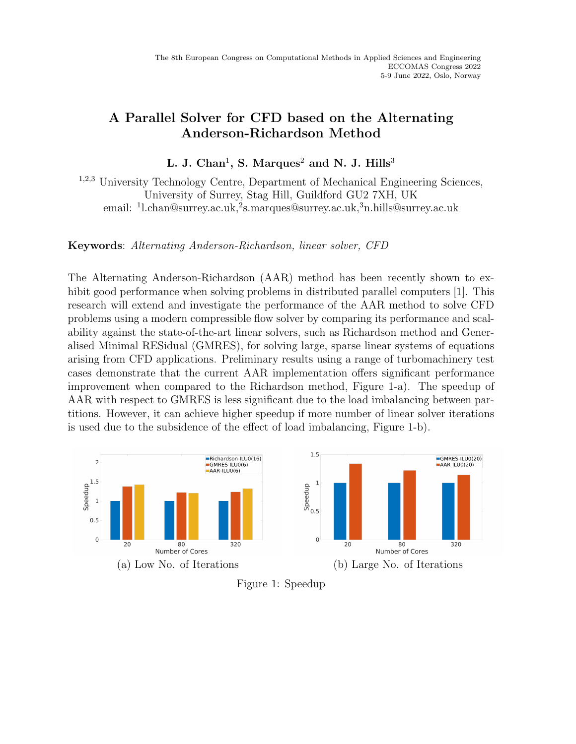The 8th European Congress on Computational Methods in Applied Sciences and Engineering
ECCOMAS Congress 2022
5-9 June 2022, Oslo, Norway

# A Parallel Solver for CFD based on the Alternating Anderson-Richardson Method

**L. J. Chan[1], S. Marques[2] and N. J. Hills[3]**

[1,2,3] University Technology Centre, Department of Mechanical Engineering Sciences, University of Surrey, Stag Hill, Guildford GU2 7XH, UK
email: [1]l.chan@surrey.ac.uk,[2]s.marques@surrey.ac.uk,[3]n.hills@surrey.ac.uk

**Keywords**: *Alternating Anderson-Richardson, linear solver, CFD*

The Alternating Anderson-Richardson (AAR) method has been recently shown to exhibit good performance when solving problems in distributed parallel computers [1]. This research will extend and investigate the performance of the AAR method to solve CFD problems using a modern compressible flow solver by comparing its performance and scalability against the state-of-the-art linear solvers, such as Richardson method and Generalised Minimal RESidual (GMRES), for solving large, sparse linear systems of equations arising from CFD applications. Preliminary results using a range of turbomachinery test cases demonstrate that the current AAR implementation offers significant performance improvement when compared to the Richardson method, Figure 1-a). The speedup of AAR with respect to GMRES is less significant due to the load imbalancing between partitions. However, it can achieve higher speedup if more number of linear solver iterations is used due to the subsidence of the effect of load imbalancing, Figure 1-b).

(a) Low No. of Iterations

(b) Large No. of Iterations

Figure 1: Speedup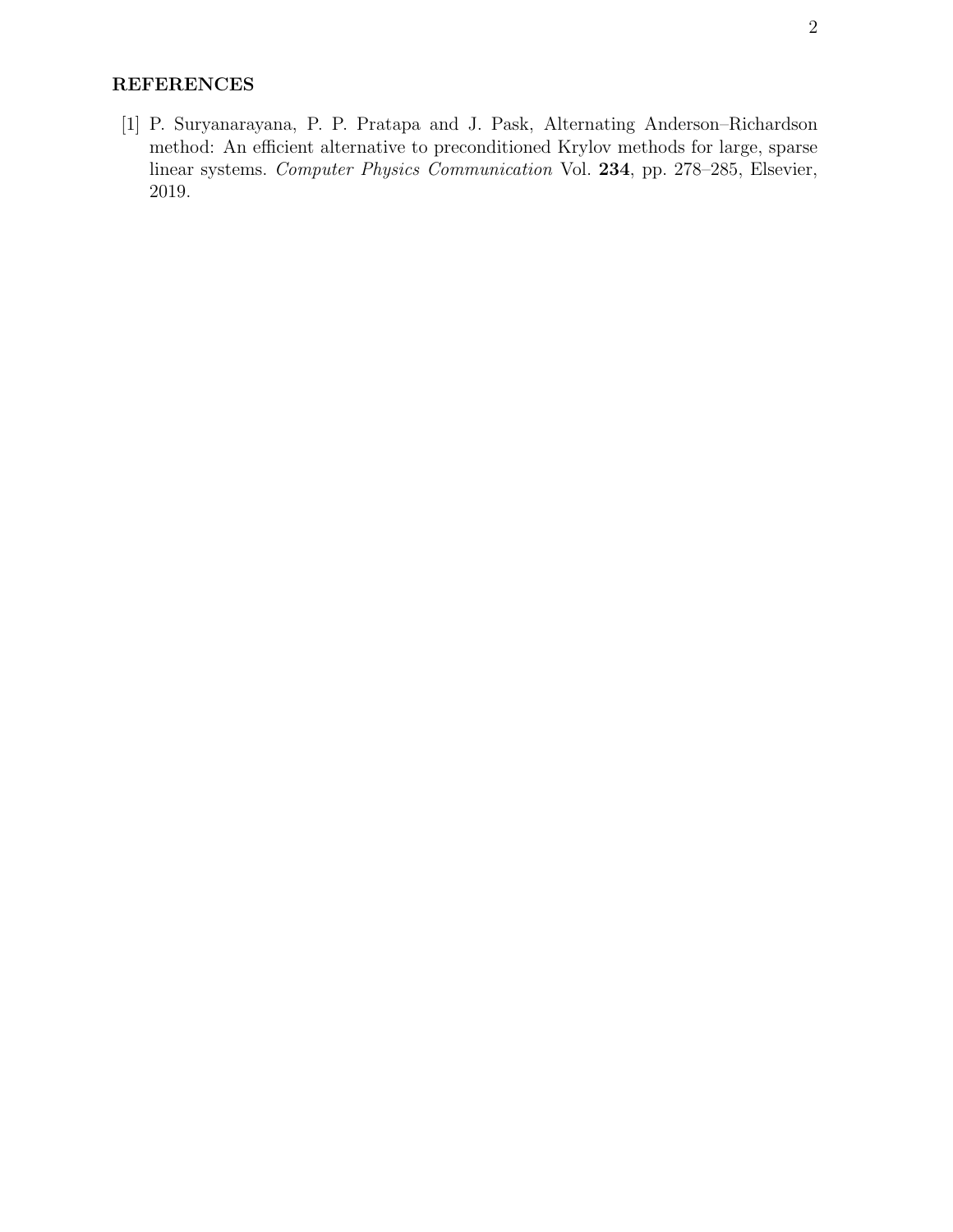## REFERENCES

[1] P. Suryanarayana, P. P. Pratapa and J. Pask, Alternating Anderson–Richardson method: An efficient alternative to preconditioned Krylov methods for large, sparse linear systems. *Computer Physics Communication* Vol. **234**, pp. 278–285, Elsevier, 2019.